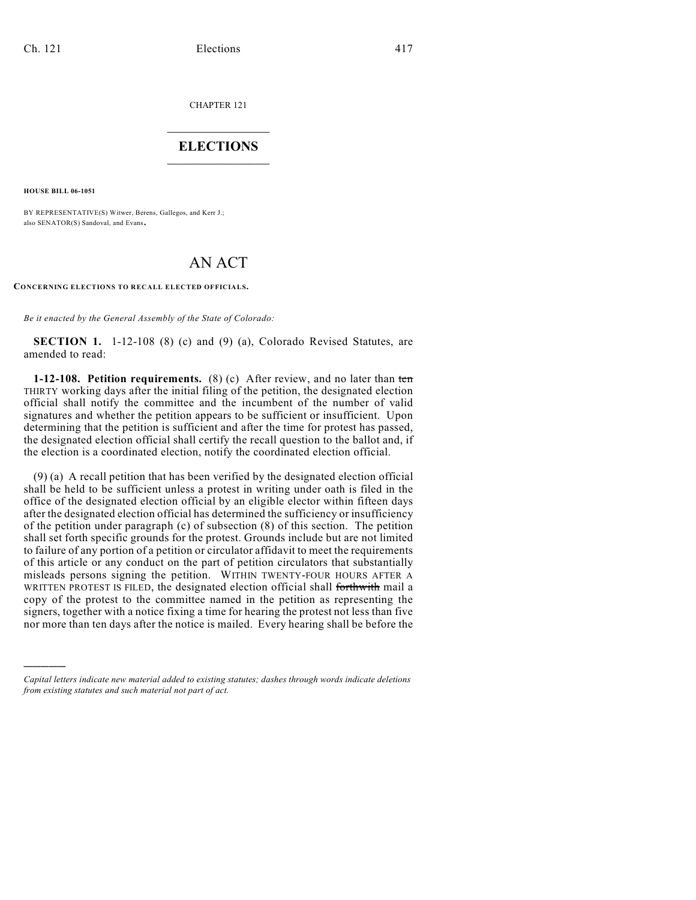CHAPTER 121

# ELECTIONS

**HOUSE BILL 06-1051**

BY REPRESENTATIVE(S) Witwer, Berens, Gallegos, and Kerr J.;
also SENATOR(S) Sandoval, and Evans.

# AN ACT

**CONCERNING ELECTIONS TO RECALL ELECTED OFFICIALS.**

*Be it enacted by the General Assembly of the State of Colorado:*

**SECTION 1.** 1-12-108 (8) (c) and (9) (a), Colorado Revised Statutes, are amended to read:

**1-12-108. Petition requirements.** (8) (c) After review, and no later than ~~ten~~ THIRTY working days after the initial filing of the petition, the designated election official shall notify the committee and the incumbent of the number of valid signatures and whether the petition appears to be sufficient or insufficient. Upon determining that the petition is sufficient and after the time for protest has passed, the designated election official shall certify the recall question to the ballot and, if the election is a coordinated election, notify the coordinated election official.

(9) (a) A recall petition that has been verified by the designated election official shall be held to be sufficient unless a protest in writing under oath is filed in the office of the designated election official by an eligible elector within fifteen days after the designated election official has determined the sufficiency or insufficiency of the petition under paragraph (c) of subsection (8) of this section. The petition shall set forth specific grounds for the protest. Grounds include but are not limited to failure of any portion of a petition or circulator affidavit to meet the requirements of this article or any conduct on the part of petition circulators that substantially misleads persons signing the petition. WITHIN TWENTY-FOUR HOURS AFTER A WRITTEN PROTEST IS FILED, the designated election official shall ~~forthwith~~ mail a copy of the protest to the committee named in the petition as representing the signers, together with a notice fixing a time for hearing the protest not less than five nor more than ten days after the notice is mailed. Every hearing shall be before the

---

*Capital letters indicate new material added to existing statutes; dashes through words indicate deletions from existing statutes and such material not part of act.*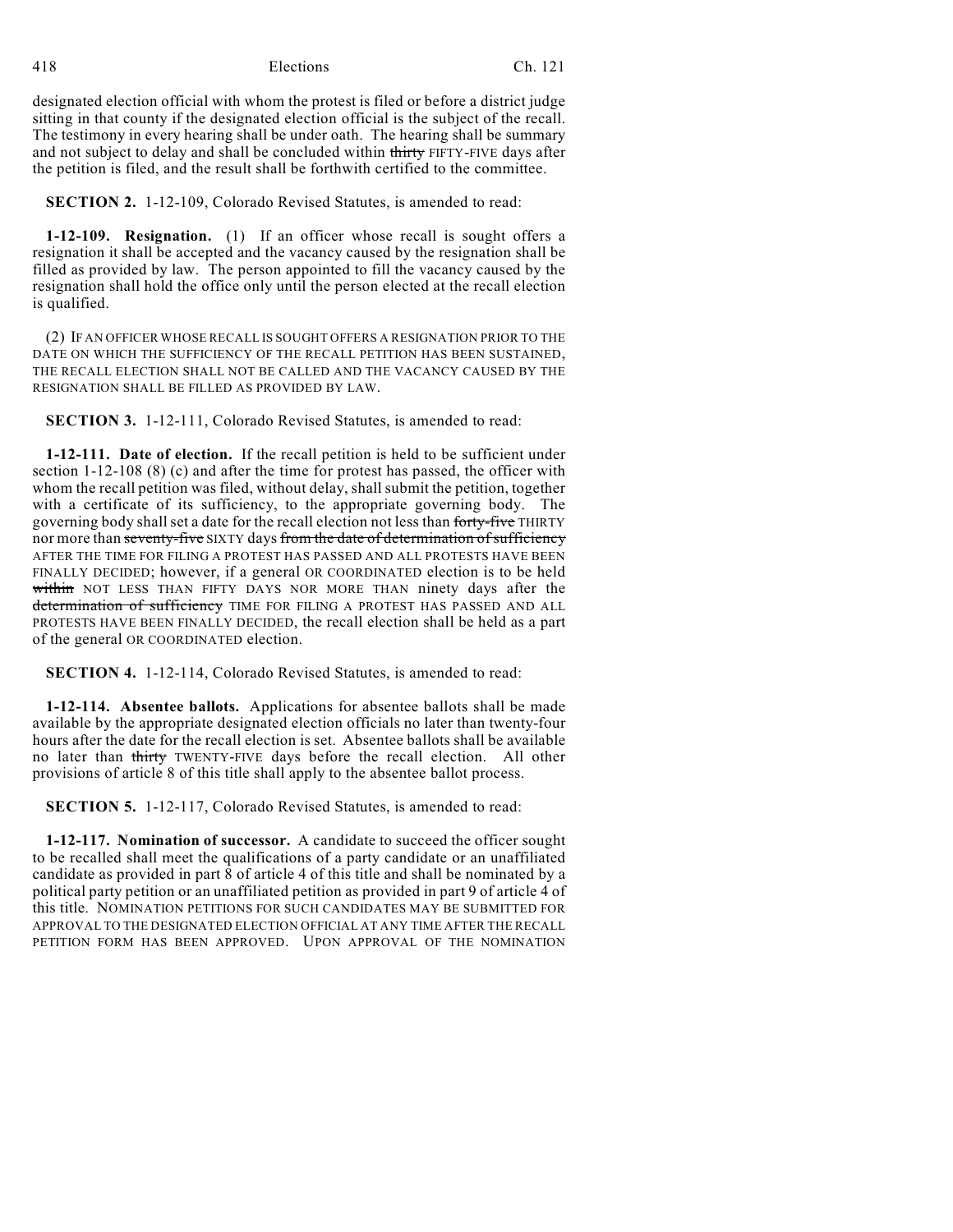designated election official with whom the protest is filed or before a district judge sitting in that county if the designated election official is the subject of the recall. The testimony in every hearing shall be under oath. The hearing shall be summary and not subject to delay and shall be concluded within ~~thirty~~ FIFTY-FIVE days after the petition is filed, and the result shall be forthwith certified to the committee.

**SECTION 2.** 1-12-109, Colorado Revised Statutes, is amended to read:

**1-12-109. Resignation.** (1) If an officer whose recall is sought offers a resignation it shall be accepted and the vacancy caused by the resignation shall be filled as provided by law. The person appointed to fill the vacancy caused by the resignation shall hold the office only until the person elected at the recall election is qualified.

(2) IF AN OFFICER WHOSE RECALL IS SOUGHT OFFERS A RESIGNATION PRIOR TO THE DATE ON WHICH THE SUFFICIENCY OF THE RECALL PETITION HAS BEEN SUSTAINED, THE RECALL ELECTION SHALL NOT BE CALLED AND THE VACANCY CAUSED BY THE RESIGNATION SHALL BE FILLED AS PROVIDED BY LAW.

**SECTION 3.** 1-12-111, Colorado Revised Statutes, is amended to read:

**1-12-111. Date of election.** If the recall petition is held to be sufficient under section 1-12-108 (8) (c) and after the time for protest has passed, the officer with whom the recall petition was filed, without delay, shall submit the petition, together with a certificate of its sufficiency, to the appropriate governing body. The governing body shall set a date for the recall election not less than ~~forty-five~~ THIRTY nor more than ~~seventy-five~~ SIXTY days ~~from the date of determination of sufficiency~~ AFTER THE TIME FOR FILING A PROTEST HAS PASSED AND ALL PROTESTS HAVE BEEN FINALLY DECIDED; however, if a general OR COORDINATED election is to be held ~~within~~ NOT LESS THAN FIFTY DAYS NOR MORE THAN ninety days after the ~~determination of sufficiency~~ TIME FOR FILING A PROTEST HAS PASSED AND ALL PROTESTS HAVE BEEN FINALLY DECIDED, the recall election shall be held as a part of the general OR COORDINATED election.

**SECTION 4.** 1-12-114, Colorado Revised Statutes, is amended to read:

**1-12-114. Absentee ballots.** Applications for absentee ballots shall be made available by the appropriate designated election officials no later than twenty-four hours after the date for the recall election is set. Absentee ballots shall be available no later than ~~thirty~~ TWENTY-FIVE days before the recall election. All other provisions of article 8 of this title shall apply to the absentee ballot process.

**SECTION 5.** 1-12-117, Colorado Revised Statutes, is amended to read:

**1-12-117. Nomination of successor.** A candidate to succeed the officer sought to be recalled shall meet the qualifications of a party candidate or an unaffiliated candidate as provided in part 8 of article 4 of this title and shall be nominated by a political party petition or an unaffiliated petition as provided in part 9 of article 4 of this title. NOMINATION PETITIONS FOR SUCH CANDIDATES MAY BE SUBMITTED FOR APPROVAL TO THE DESIGNATED ELECTION OFFICIAL AT ANY TIME AFTER THE RECALL PETITION FORM HAS BEEN APPROVED. UPON APPROVAL OF THE NOMINATION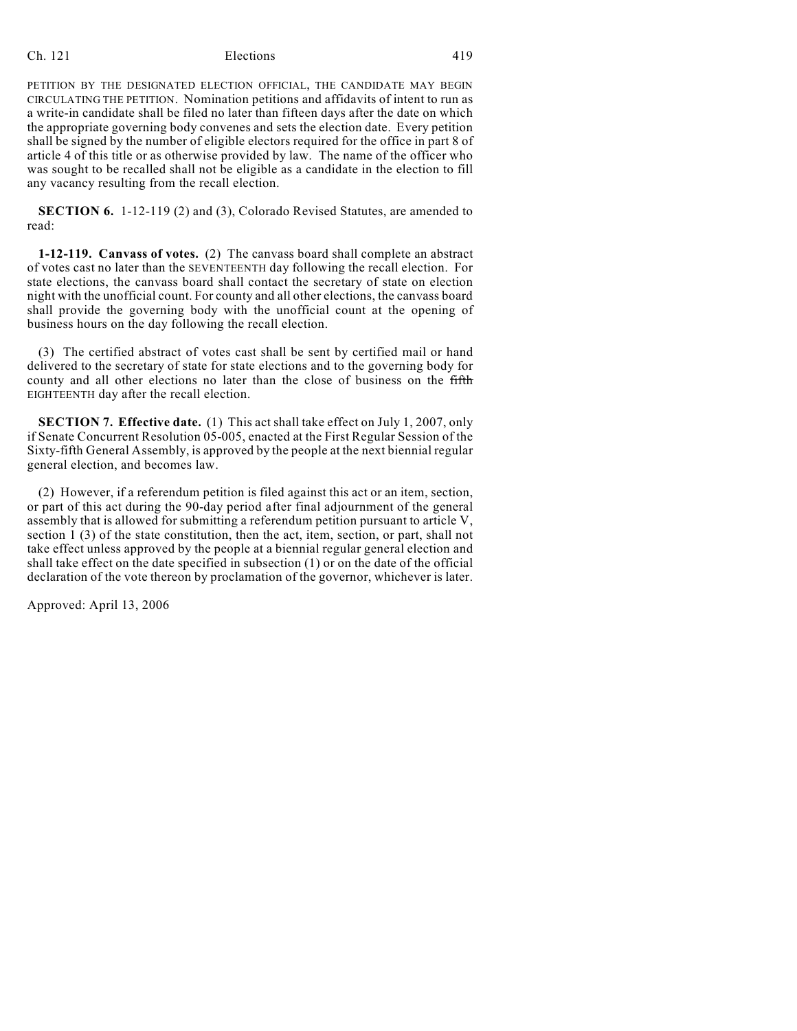PETITION BY THE DESIGNATED ELECTION OFFICIAL, THE CANDIDATE MAY BEGIN CIRCULATING THE PETITION. Nomination petitions and affidavits of intent to run as a write-in candidate shall be filed no later than fifteen days after the date on which the appropriate governing body convenes and sets the election date. Every petition shall be signed by the number of eligible electors required for the office in part 8 of article 4 of this title or as otherwise provided by law. The name of the officer who was sought to be recalled shall not be eligible as a candidate in the election to fill any vacancy resulting from the recall election.

**SECTION 6.** 1-12-119 (2) and (3), Colorado Revised Statutes, are amended to read:

**1-12-119. Canvass of votes.** (2) The canvass board shall complete an abstract of votes cast no later than the SEVENTEENTH day following the recall election. For state elections, the canvass board shall contact the secretary of state on election night with the unofficial count. For county and all other elections, the canvass board shall provide the governing body with the unofficial count at the opening of business hours on the day following the recall election.

(3) The certified abstract of votes cast shall be sent by certified mail or hand delivered to the secretary of state for state elections and to the governing body for county and all other elections no later than the close of business on the ~~fifth~~ EIGHTEENTH day after the recall election.

**SECTION 7. Effective date.** (1) This act shall take effect on July 1, 2007, only if Senate Concurrent Resolution 05-005, enacted at the First Regular Session of the Sixty-fifth General Assembly, is approved by the people at the next biennial regular general election, and becomes law.

(2) However, if a referendum petition is filed against this act or an item, section, or part of this act during the 90-day period after final adjournment of the general assembly that is allowed for submitting a referendum petition pursuant to article V, section 1 (3) of the state constitution, then the act, item, section, or part, shall not take effect unless approved by the people at a biennial regular general election and shall take effect on the date specified in subsection (1) or on the date of the official declaration of the vote thereon by proclamation of the governor, whichever is later.

Approved: April 13, 2006